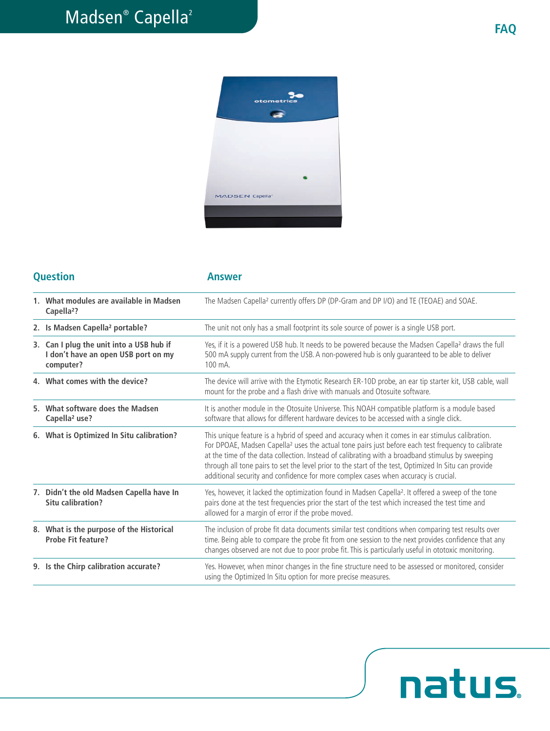# Madsen® Capella²

## FAQ

| Question | Answer |
| --- | --- |
| 1. What modules are available in Madsen Capella²? | The Madsen Capella² currently offers DP (DP-Gram and DP I/O) and TE (TEOAE) and SOAE. |
| 2. Is Madsen Capella² portable? | The unit not only has a small footprint its sole source of power is a single USB port. |
| 3. Can I plug the unit into a USB hub if I don't have an open USB port on my computer? | Yes, if it is a powered USB hub. It needs to be powered because the Madsen Capella² draws the full 500 mA supply current from the USB. A non-powered hub is only guaranteed to be able to deliver 100 mA. |
| 4. What comes with the device? | The device will arrive with the Etymotic Research ER-10D probe, an ear tip starter kit, USB cable, wall mount for the probe and a flash drive with manuals and Otosuite software. |
| 5. What software does the Madsen Capella² use? | It is another module in the Otosuite Universe. This NOAH compatible platform is a module based software that allows for different hardware devices to be accessed with a single click. |
| 6. What is Optimized In Situ calibration? | This unique feature is a hybrid of speed and accuracy when it comes in ear stimulus calibration. For DPOAE, Madsen Capella² uses the actual tone pairs just before each test frequency to calibrate at the time of the data collection. Instead of calibrating with a broadband stimulus by sweeping through all tone pairs to set the level prior to the start of the test, Optimized In Situ can provide additional security and confidence for more complex cases when accuracy is crucial. |
| 7. Didn't the old Madsen Capella have In Situ calibration? | Yes, however, it lacked the optimization found in Madsen Capella². It offered a sweep of the tone pairs done at the test frequencies prior the start of the test which increased the test time and allowed for a margin of error if the probe moved. |
| 8. What is the purpose of the Historical Probe Fit feature? | The inclusion of probe fit data documents similar test conditions when comparing test results over time. Being able to compare the probe fit from one session to the next provides confidence that any changes observed are not due to poor probe fit. This is particularly useful in ototoxic monitoring. |
| 9. Is the Chirp calibration accurate? | Yes. However, when minor changes in the fine structure need to be assessed or monitored, consider using the Optimized In Situ option for more precise measures. |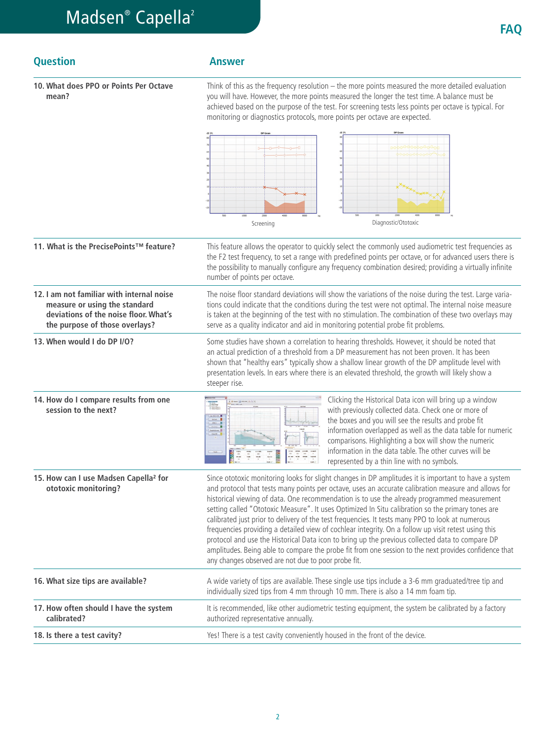# Madsen® Capella²

## FAQ

| Question | Answer |
|---|---|
| **10. What does PPO or Points Per Octave mean?** | Think of this as the frequency resolution – the more points measured the more detailed evaluation you will have. However, the more points measured the longer the test time. A balance must be achieved based on the purpose of the test. For screening tests less points per octave is typical. For monitoring or diagnostics protocols, more points per octave are expected. Screening / Diagnostic/Ototoxic |
| **11. What is the PrecisePoints™ feature?** | This feature allows the operator to quickly select the commonly used audiometric test frequencies as the F2 test frequency, to set a range with predefined points per octave, or for advanced users there is the possibility to manually configure any frequency combination desired; providing a virtually infinite number of points per octave. |
| **12. I am not familiar with internal noise measure or using the standard deviations of the noise floor. What's the purpose of those overlays?** | The noise floor standard deviations will show the variations of the noise during the test. Large variations could indicate that the conditions during the test were not optimal. The internal noise measure is taken at the beginning of the test with no stimulation. The combination of these two overlays may serve as a quality indicator and aid in monitoring potential probe fit problems. |
| **13. When would I do DP I/O?** | Some studies have shown a correlation to hearing thresholds. However, it should be noted that an actual prediction of a threshold from a DP measurement has not been proven. It has been shown that "healthy ears" typically show a shallow linear growth of the DP amplitude level with presentation levels. In ears where there is an elevated threshold, the growth will likely show a steeper rise. |
| **14. How do I compare results from one session to the next?** | Clicking the Historical Data icon will bring up a window with previously collected data. Check one or more of the boxes and you will see the results and probe fit information overlapped as well as the data table for numeric comparisons. Highlighting a box will show the numeric information in the data table. The other curves will be represented by a thin line with no symbols. |
| **15. How can I use Madsen Capella² for ototoxic monitoring?** | Since ototoxic monitoring looks for slight changes in DP amplitudes it is important to have a system and protocol that tests many points per octave, uses an accurate calibration measure and allows for historical viewing of data. One recommendation is to use the already programmed measurement setting called "Ototoxic Measure". It uses Optimized In Situ calibration so the primary tones are calibrated just prior to delivery of the test frequencies. It tests many PPO to look at numerous frequencies providing a detailed view of cochlear integrity. On a follow up visit retest using this protocol and use the Historical Data icon to bring up the previous collected data to compare DP amplitudes. Being able to compare the probe fit from one session to the next provides confidence that any changes observed are not due to poor probe fit. |
| **16. What size tips are available?** | A wide variety of tips are available. These single use tips include a 3-6 mm graduated/tree tip and individually sized tips from 4 mm through 10 mm. There is also a 14 mm foam tip. |
| **17. How often should I have the system calibrated?** | It is recommended, like other audiometric testing equipment, the system be calibrated by a factory authorized representative annually. |
| **18. Is there a test cavity?** | Yes! There is a test cavity conveniently housed in the front of the device. |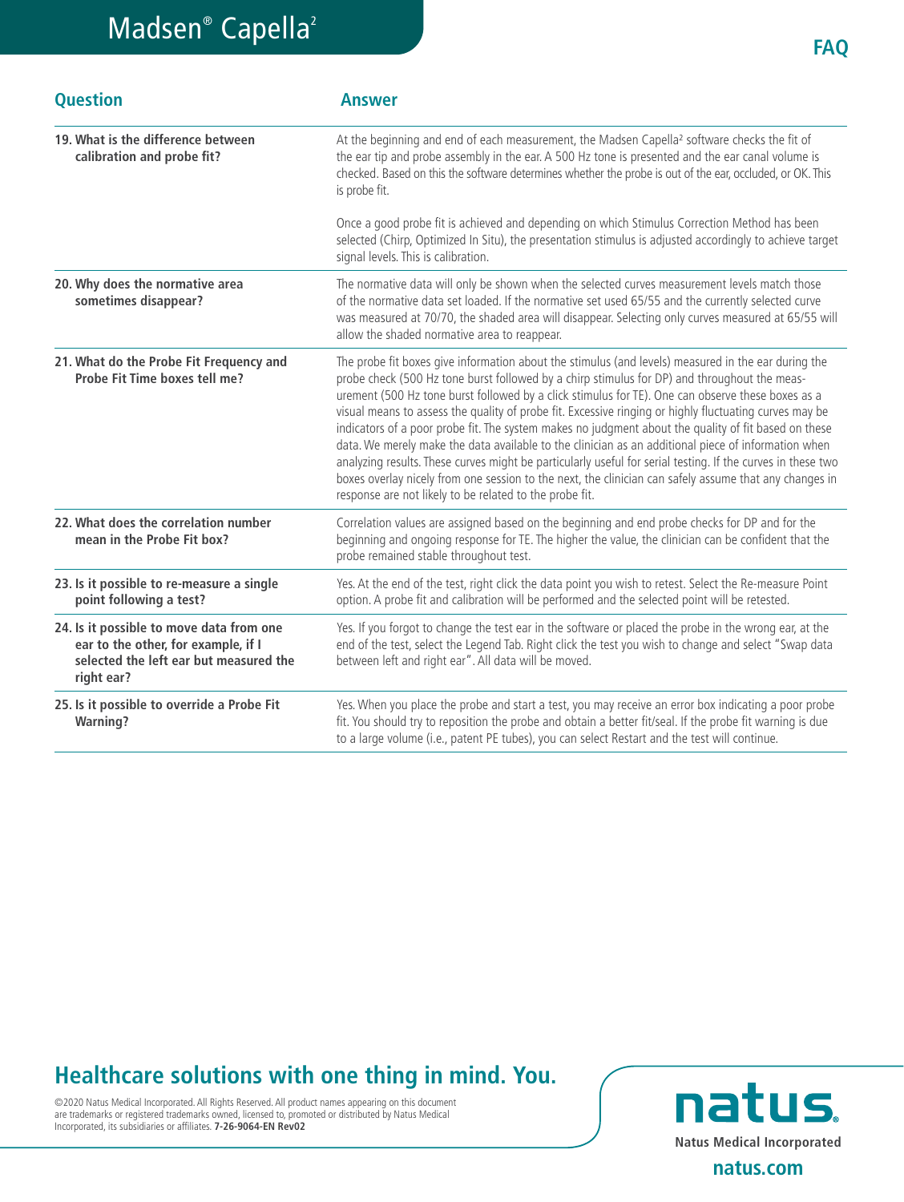| Question | Answer |
| --- | --- |
| **19. What is the difference between calibration and probe fit?** | At the beginning and end of each measurement, the Madsen Capella² software checks the fit of the ear tip and probe assembly in the ear. A 500 Hz tone is presented and the ear canal volume is checked. Based on this the software determines whether the probe is out of the ear, occluded, or OK. This is probe fit.<br><br>Once a good probe fit is achieved and depending on which Stimulus Correction Method has been selected (Chirp, Optimized In Situ), the presentation stimulus is adjusted accordingly to achieve target signal levels. This is calibration. |
| **20. Why does the normative area sometimes disappear?** | The normative data will only be shown when the selected curves measurement levels match those of the normative data set loaded. If the normative set used 65/55 and the currently selected curve was measured at 70/70, the shaded area will disappear. Selecting only curves measured at 65/55 will allow the shaded normative area to reappear. |
| **21. What do the Probe Fit Frequency and Probe Fit Time boxes tell me?** | The probe fit boxes give information about the stimulus (and levels) measured in the ear during the probe check (500 Hz tone burst followed by a chirp stimulus for DP) and throughout the measurement (500 Hz tone burst followed by a click stimulus for TE). One can observe these boxes as a visual means to assess the quality of probe fit. Excessive ringing or highly fluctuating curves may be indicators of a poor probe fit. The system makes no judgment about the quality of fit based on these data. We merely make the data available to the clinician as an additional piece of information when analyzing results. These curves might be particularly useful for serial testing. If the curves in these two boxes overlay nicely from one session to the next, the clinician can safely assume that any changes in response are not likely to be related to the probe fit. |
| **22. What does the correlation number mean in the Probe Fit box?** | Correlation values are assigned based on the beginning and end probe checks for DP and for the beginning and ongoing response for TE. The higher the value, the clinician can be confident that the probe remained stable throughout test. |
| **23. Is it possible to re-measure a single point following a test?** | Yes. At the end of the test, right click the data point you wish to retest. Select the Re-measure Point option. A probe fit and calibration will be performed and the selected point will be retested. |
| **24. Is it possible to move data from one ear to the other, for example, if I selected the left ear but measured the right ear?** | Yes. If you forgot to change the test ear in the software or placed the probe in the wrong ear, at the end of the test, select the Legend Tab. Right click the test you wish to change and select "Swap data between left and right ear". All data will be moved. |
| **25. Is it possible to override a Probe Fit Warning?** | Yes. When you place the probe and start a test, you may receive an error box indicating a poor probe fit. You should try to reposition the probe and obtain a better fit/seal. If the probe fit warning is due to a large volume (i.e., patent PE tubes), you can select Restart and the test will continue. |

## Healthcare solutions with one thing in mind. You.

©2020 Natus Medical Incorporated. All Rights Reserved. All product names appearing on this document are trademarks or registered trademarks owned, licensed to, promoted or distributed by Natus Medical Incorporated, its subsidiaries or affiliates. **7-26-9064-EN Rev02**

natus

Natus Medical Incorporated

natus.com